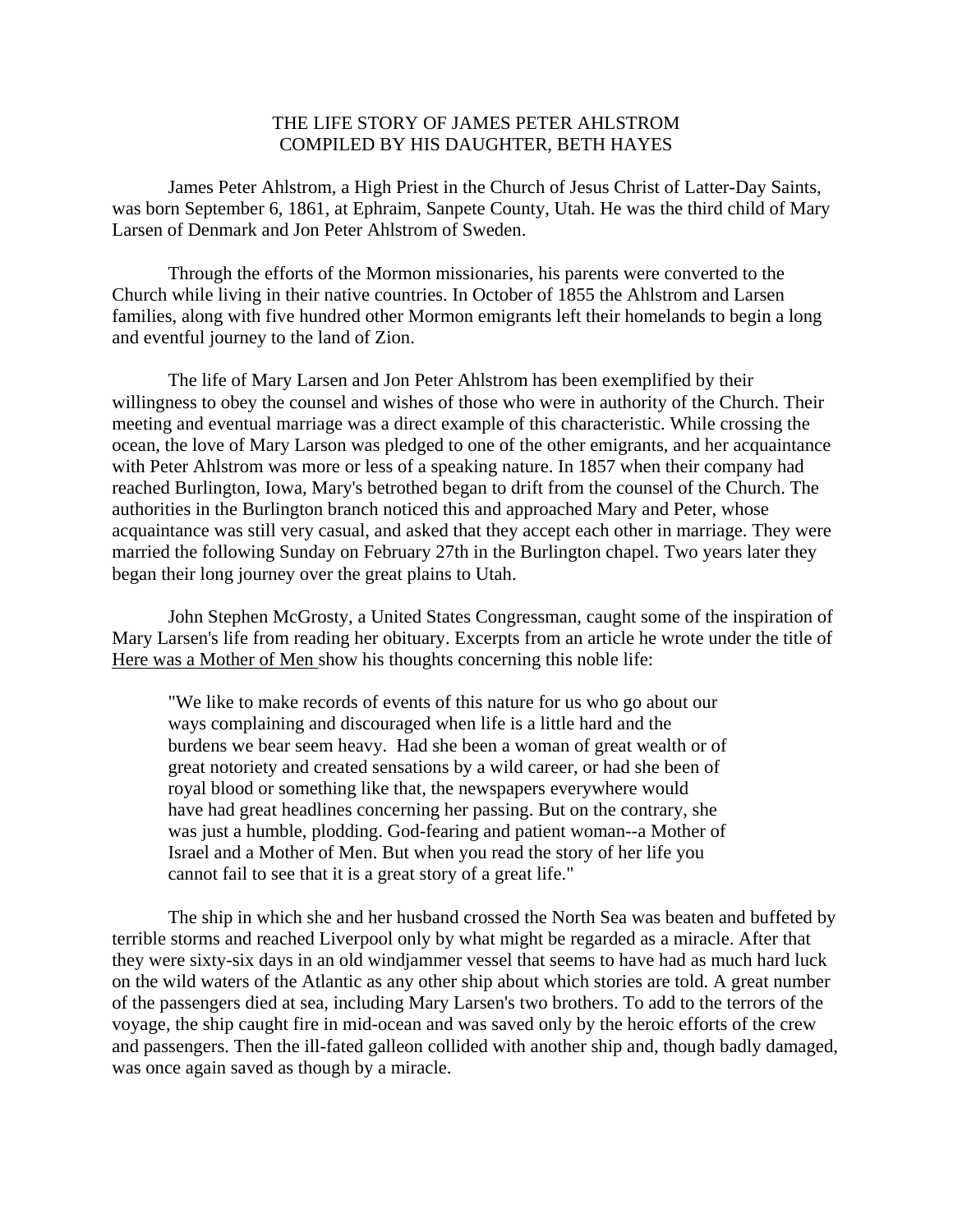# THE LIFE STORY OF JAMES PETER AHLSTROM
## COMPILED BY HIS DAUGHTER, BETH HAYES

James Peter Ahlstrom, a High Priest in the Church of Jesus Christ of Latter-Day Saints, was born September 6, 1861, at Ephraim, Sanpete County, Utah. He was the third child of Mary Larsen of Denmark and Jon Peter Ahlstrom of Sweden.

Through the efforts of the Mormon missionaries, his parents were converted to the Church while living in their native countries. In October of 1855 the Ahlstrom and Larsen families, along with five hundred other Mormon emigrants left their homelands to begin a long and eventful journey to the land of Zion.

The life of Mary Larsen and Jon Peter Ahlstrom has been exemplified by their willingness to obey the counsel and wishes of those who were in authority of the Church. Their meeting and eventual marriage was a direct example of this characteristic. While crossing the ocean, the love of Mary Larson was pledged to one of the other emigrants, and her acquaintance with Peter Ahlstrom was more or less of a speaking nature. In 1857 when their company had reached Burlington, Iowa, Mary's betrothed began to drift from the counsel of the Church. The authorities in the Burlington branch noticed this and approached Mary and Peter, whose acquaintance was still very casual, and asked that they accept each other in marriage. They were married the following Sunday on February 27th in the Burlington chapel. Two years later they began their long journey over the great plains to Utah.

John Stephen McGrosty, a United States Congressman, caught some of the inspiration of Mary Larsen's life from reading her obituary. Excerpts from an article he wrote under the title of <u>Here was a Mother of Men</u> show his thoughts concerning this noble life:

> "We like to make records of events of this nature for us who go about our ways complaining and discouraged when life is a little hard and the burdens we bear seem heavy. Had she been a woman of great wealth or of great notoriety and created sensations by a wild career, or had she been of royal blood or something like that, the newspapers everywhere would have had great headlines concerning her passing. But on the contrary, she was just a humble, plodding. God-fearing and patient woman--a Mother of Israel and a Mother of Men. But when you read the story of her life you cannot fail to see that it is a great story of a great life."

The ship in which she and her husband crossed the North Sea was beaten and buffeted by terrible storms and reached Liverpool only by what might be regarded as a miracle. After that they were sixty-six days in an old windjammer vessel that seems to have had as much hard luck on the wild waters of the Atlantic as any other ship about which stories are told. A great number of the passengers died at sea, including Mary Larsen's two brothers. To add to the terrors of the voyage, the ship caught fire in mid-ocean and was saved only by the heroic efforts of the crew and passengers. Then the ill-fated galleon collided with another ship and, though badly damaged, was once again saved as though by a miracle.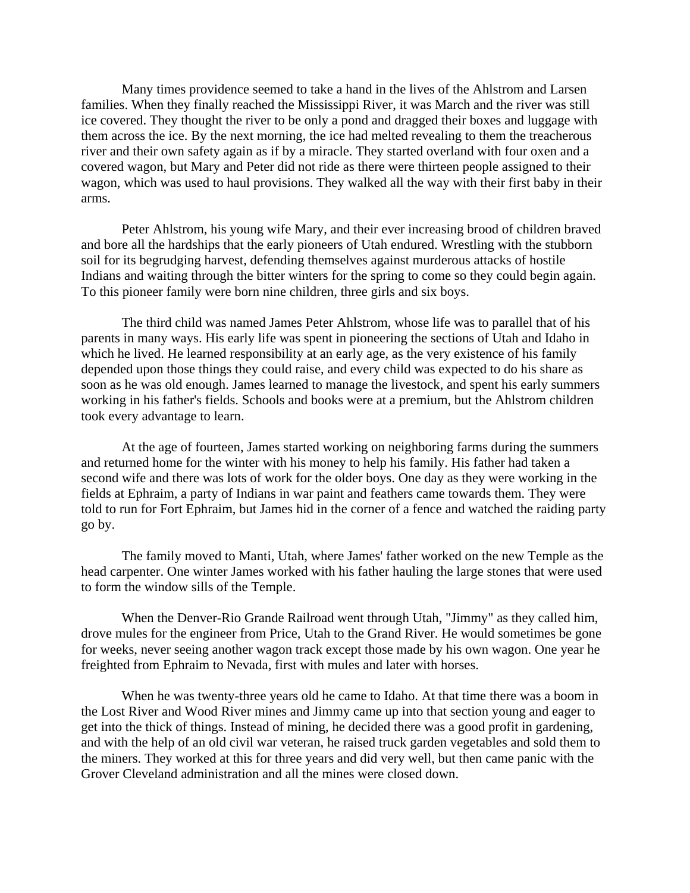Many times providence seemed to take a hand in the lives of the Ahlstrom and Larsen families. When they finally reached the Mississippi River, it was March and the river was still ice covered. They thought the river to be only a pond and dragged their boxes and luggage with them across the ice. By the next morning, the ice had melted revealing to them the treacherous river and their own safety again as if by a miracle. They started overland with four oxen and a covered wagon, but Mary and Peter did not ride as there were thirteen people assigned to their wagon, which was used to haul provisions. They walked all the way with their first baby in their arms.

Peter Ahlstrom, his young wife Mary, and their ever increasing brood of children braved and bore all the hardships that the early pioneers of Utah endured. Wrestling with the stubborn soil for its begrudging harvest, defending themselves against murderous attacks of hostile Indians and waiting through the bitter winters for the spring to come so they could begin again. To this pioneer family were born nine children, three girls and six boys.

The third child was named James Peter Ahlstrom, whose life was to parallel that of his parents in many ways. His early life was spent in pioneering the sections of Utah and Idaho in which he lived. He learned responsibility at an early age, as the very existence of his family depended upon those things they could raise, and every child was expected to do his share as soon as he was old enough. James learned to manage the livestock, and spent his early summers working in his father's fields. Schools and books were at a premium, but the Ahlstrom children took every advantage to learn.

At the age of fourteen, James started working on neighboring farms during the summers and returned home for the winter with his money to help his family. His father had taken a second wife and there was lots of work for the older boys. One day as they were working in the fields at Ephraim, a party of Indians in war paint and feathers came towards them. They were told to run for Fort Ephraim, but James hid in the corner of a fence and watched the raiding party go by.

The family moved to Manti, Utah, where James' father worked on the new Temple as the head carpenter. One winter James worked with his father hauling the large stones that were used to form the window sills of the Temple.

When the Denver-Rio Grande Railroad went through Utah, "Jimmy" as they called him, drove mules for the engineer from Price, Utah to the Grand River. He would sometimes be gone for weeks, never seeing another wagon track except those made by his own wagon. One year he freighted from Ephraim to Nevada, first with mules and later with horses.

When he was twenty-three years old he came to Idaho. At that time there was a boom in the Lost River and Wood River mines and Jimmy came up into that section young and eager to get into the thick of things. Instead of mining, he decided there was a good profit in gardening, and with the help of an old civil war veteran, he raised truck garden vegetables and sold them to the miners. They worked at this for three years and did very well, but then came panic with the Grover Cleveland administration and all the mines were closed down.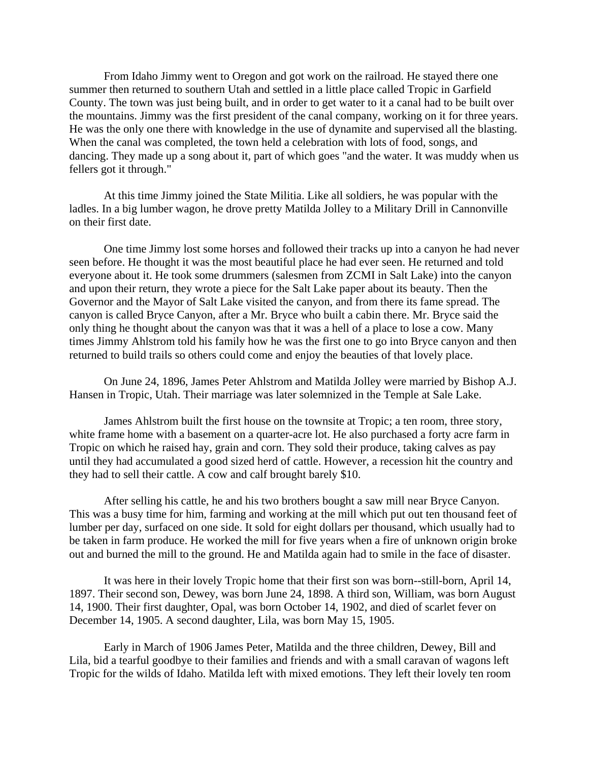From Idaho Jimmy went to Oregon and got work on the railroad. He stayed there one summer then returned to southern Utah and settled in a little place called Tropic in Garfield County. The town was just being built, and in order to get water to it a canal had to be built over the mountains. Jimmy was the first president of the canal company, working on it for three years. He was the only one there with knowledge in the use of dynamite and supervised all the blasting. When the canal was completed, the town held a celebration with lots of food, songs, and dancing. They made up a song about it, part of which goes "and the water. It was muddy when us fellers got it through."

At this time Jimmy joined the State Militia. Like all soldiers, he was popular with the ladles. In a big lumber wagon, he drove pretty Matilda Jolley to a Military Drill in Cannonville on their first date.

One time Jimmy lost some horses and followed their tracks up into a canyon he had never seen before. He thought it was the most beautiful place he had ever seen. He returned and told everyone about it. He took some drummers (salesmen from ZCMI in Salt Lake) into the canyon and upon their return, they wrote a piece for the Salt Lake paper about its beauty. Then the Governor and the Mayor of Salt Lake visited the canyon, and from there its fame spread. The canyon is called Bryce Canyon, after a Mr. Bryce who built a cabin there. Mr. Bryce said the only thing he thought about the canyon was that it was a hell of a place to lose a cow. Many times Jimmy Ahlstrom told his family how he was the first one to go into Bryce canyon and then returned to build trails so others could come and enjoy the beauties of that lovely place.

On June 24, 1896, James Peter Ahlstrom and Matilda Jolley were married by Bishop A.J. Hansen in Tropic, Utah. Their marriage was later solemnized in the Temple at Sale Lake.

James Ahlstrom built the first house on the townsite at Tropic; a ten room, three story, white frame home with a basement on a quarter-acre lot. He also purchased a forty acre farm in Tropic on which he raised hay, grain and corn. They sold their produce, taking calves as pay until they had accumulated a good sized herd of cattle. However, a recession hit the country and they had to sell their cattle. A cow and calf brought barely $10.

After selling his cattle, he and his two brothers bought a saw mill near Bryce Canyon. This was a busy time for him, farming and working at the mill which put out ten thousand feet of lumber per day, surfaced on one side. It sold for eight dollars per thousand, which usually had to be taken in farm produce. He worked the mill for five years when a fire of unknown origin broke out and burned the mill to the ground. He and Matilda again had to smile in the face of disaster.

It was here in their lovely Tropic home that their first son was born--still-born, April 14, 1897. Their second son, Dewey, was born June 24, 1898. A third son, William, was born August 14, 1900. Their first daughter, Opal, was born October 14, 1902, and died of scarlet fever on December 14, 1905. A second daughter, Lila, was born May 15, 1905.

Early in March of 1906 James Peter, Matilda and the three children, Dewey, Bill and Lila, bid a tearful goodbye to their families and friends and with a small caravan of wagons left Tropic for the wilds of Idaho. Matilda left with mixed emotions. They left their lovely ten room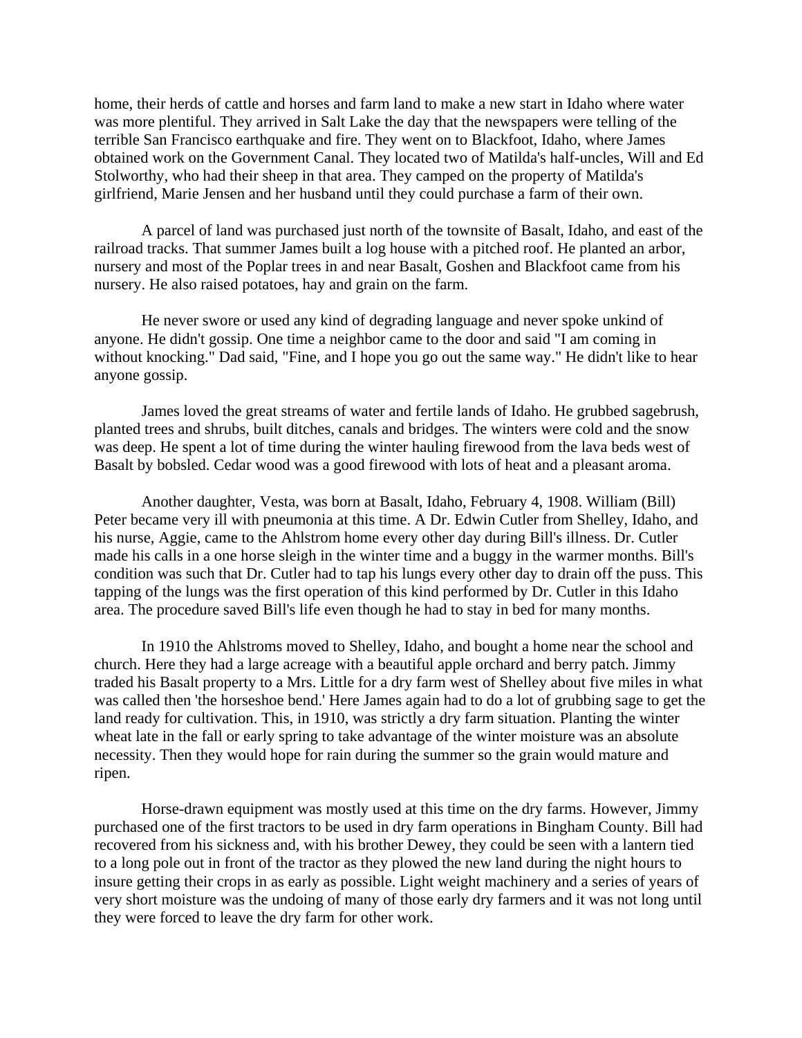home, their herds of cattle and horses and farm land to make a new start in Idaho where water was more plentiful. They arrived in Salt Lake the day that the newspapers were telling of the terrible San Francisco earthquake and fire. They went on to Blackfoot, Idaho, where James obtained work on the Government Canal. They located two of Matilda's half-uncles, Will and Ed Stolworthy, who had their sheep in that area. They camped on the property of Matilda's girlfriend, Marie Jensen and her husband until they could purchase a farm of their own.

A parcel of land was purchased just north of the townsite of Basalt, Idaho, and east of the railroad tracks. That summer James built a log house with a pitched roof. He planted an arbor, nursery and most of the Poplar trees in and near Basalt, Goshen and Blackfoot came from his nursery. He also raised potatoes, hay and grain on the farm.

He never swore or used any kind of degrading language and never spoke unkind of anyone. He didn't gossip. One time a neighbor came to the door and said "I am coming in without knocking." Dad said, "Fine, and I hope you go out the same way." He didn't like to hear anyone gossip.

James loved the great streams of water and fertile lands of Idaho. He grubbed sagebrush, planted trees and shrubs, built ditches, canals and bridges. The winters were cold and the snow was deep. He spent a lot of time during the winter hauling firewood from the lava beds west of Basalt by bobsled. Cedar wood was a good firewood with lots of heat and a pleasant aroma.

Another daughter, Vesta, was born at Basalt, Idaho, February 4, 1908. William (Bill) Peter became very ill with pneumonia at this time. A Dr. Edwin Cutler from Shelley, Idaho, and his nurse, Aggie, came to the Ahlstrom home every other day during Bill's illness. Dr. Cutler made his calls in a one horse sleigh in the winter time and a buggy in the warmer months. Bill's condition was such that Dr. Cutler had to tap his lungs every other day to drain off the puss. This tapping of the lungs was the first operation of this kind performed by Dr. Cutler in this Idaho area. The procedure saved Bill's life even though he had to stay in bed for many months.

In 1910 the Ahlstroms moved to Shelley, Idaho, and bought a home near the school and church. Here they had a large acreage with a beautiful apple orchard and berry patch. Jimmy traded his Basalt property to a Mrs. Little for a dry farm west of Shelley about five miles in what was called then 'the horseshoe bend.' Here James again had to do a lot of grubbing sage to get the land ready for cultivation. This, in 1910, was strictly a dry farm situation. Planting the winter wheat late in the fall or early spring to take advantage of the winter moisture was an absolute necessity. Then they would hope for rain during the summer so the grain would mature and ripen.

Horse-drawn equipment was mostly used at this time on the dry farms. However, Jimmy purchased one of the first tractors to be used in dry farm operations in Bingham County. Bill had recovered from his sickness and, with his brother Dewey, they could be seen with a lantern tied to a long pole out in front of the tractor as they plowed the new land during the night hours to insure getting their crops in as early as possible. Light weight machinery and a series of years of very short moisture was the undoing of many of those early dry farmers and it was not long until they were forced to leave the dry farm for other work.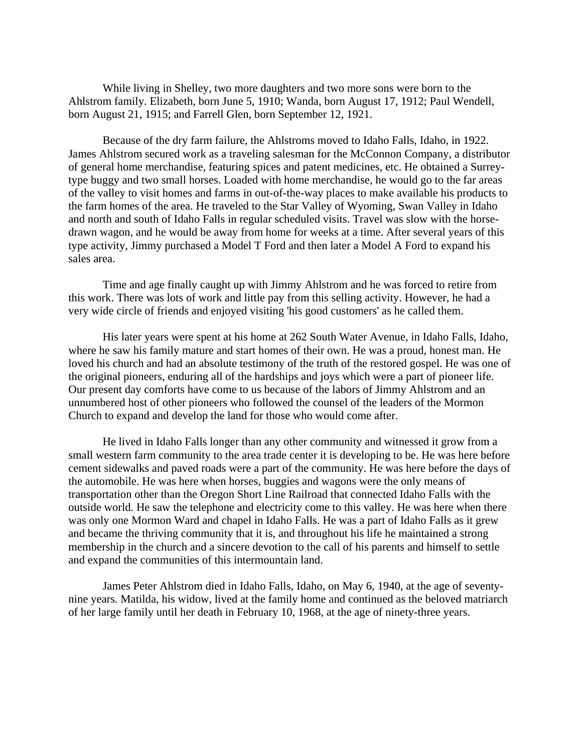While living in Shelley, two more daughters and two more sons were born to the Ahlstrom family. Elizabeth, born June 5, 1910; Wanda, born August 17, 1912; Paul Wendell, born August 21, 1915; and Farrell Glen, born September 12, 1921.

Because of the dry farm failure, the Ahlstroms moved to Idaho Falls, Idaho, in 1922. James Ahlstrom secured work as a traveling salesman for the McConnon Company, a distributor of general home merchandise, featuring spices and patent medicines, etc. He obtained a Surrey-type buggy and two small horses. Loaded with home merchandise, he would go to the far areas of the valley to visit homes and farms in out-of-the-way places to make available his products to the farm homes of the area. He traveled to the Star Valley of Wyoming, Swan Valley in Idaho and north and south of Idaho Falls in regular scheduled visits. Travel was slow with the horse-drawn wagon, and he would be away from home for weeks at a time. After several years of this type activity, Jimmy purchased a Model T Ford and then later a Model A Ford to expand his sales area.

Time and age finally caught up with Jimmy Ahlstrom and he was forced to retire from this work. There was lots of work and little pay from this selling activity. However, he had a very wide circle of friends and enjoyed visiting 'his good customers' as he called them.

His later years were spent at his home at 262 South Water Avenue, in Idaho Falls, Idaho, where he saw his family mature and start homes of their own. He was a proud, honest man. He loved his church and had an absolute testimony of the truth of the restored gospel. He was one of the original pioneers, enduring all of the hardships and joys which were a part of pioneer life. Our present day comforts have come to us because of the labors of Jimmy Ahlstrom and an unnumbered host of other pioneers who followed the counsel of the leaders of the Mormon Church to expand and develop the land for those who would come after.

He lived in Idaho Falls longer than any other community and witnessed it grow from a small western farm community to the area trade center it is developing to be. He was here before cement sidewalks and paved roads were a part of the community. He was here before the days of the automobile. He was here when horses, buggies and wagons were the only means of transportation other than the Oregon Short Line Railroad that connected Idaho Falls with the outside world. He saw the telephone and electricity come to this valley. He was here when there was only one Mormon Ward and chapel in Idaho Falls. He was a part of Idaho Falls as it grew and became the thriving community that it is, and throughout his life he maintained a strong membership in the church and a sincere devotion to the call of his parents and himself to settle and expand the communities of this intermountain land.

James Peter Ahlstrom died in Idaho Falls, Idaho, on May 6, 1940, at the age of seventy-nine years. Matilda, his widow, lived at the family home and continued as the beloved matriarch of her large family until her death in February 10, 1968, at the age of ninety-three years.